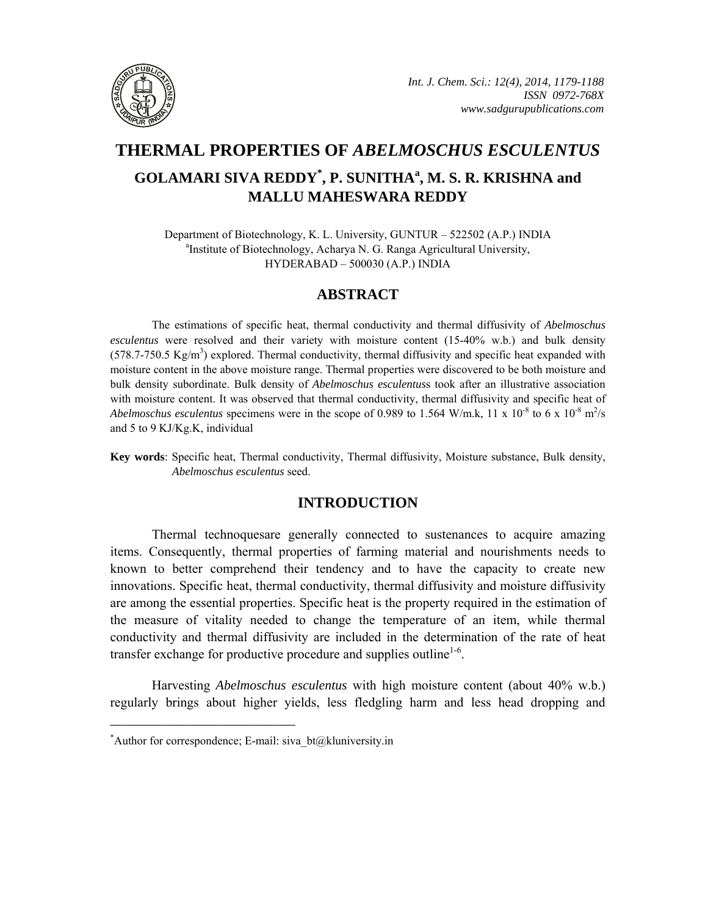# THERMAL PROPERTIES OF *ABELMOSCHUS ESCULENTUS*

## GOLAMARI SIVA REDDY*, P. SUNITHA[a], M. S. R. KRISHNA and MALLU MAHESWARA REDDY

Department of Biotechnology, K. L. University, GUNTUR – 522502 (A.P.) INDIA
[a]Institute of Biotechnology, Acharya N. G. Ranga Agricultural University, HYDERABAD – 500030 (A.P.) INDIA

## ABSTRACT

The estimations of specific heat, thermal conductivity and thermal diffusivity of *Abelmoschus esculentus* were resolved and their variety with moisture content (15-40% w.b.) and bulk density (578.7-750.5 Kg/m$^3$) explored. Thermal conductivity, thermal diffusivity and specific heat expanded with moisture content in the above moisture range. Thermal properties were discovered to be both moisture and bulk density subordinate. Bulk density of *Abelmoschus esculentuss* took after an illustrative association with moisture content. It was observed that thermal conductivity, thermal diffusivity and specific heat of *Abelmoschus esculentus* specimens were in the scope of 0.989 to 1.564 W/m.k, 11 x $10^{-8}$ to 6 x $10^{-8}$ m$^2$/s and 5 to 9 KJ/Kg.K, individual

**Key words**: Specific heat, Thermal conductivity, Thermal diffusivity, Moisture substance, Bulk density, *Abelmoschus esculentus* seed.

## INTRODUCTION

Thermal technoquesare generally connected to sustenances to acquire amazing items. Consequently, thermal properties of farming material and nourishments needs to known to better comprehend their tendency and to have the capacity to create new innovations. Specific heat, thermal conductivity, thermal diffusivity and moisture diffusivity are among the essential properties. Specific heat is the property required in the estimation of the measure of vitality needed to change the temperature of an item, while thermal conductivity and thermal diffusivity are included in the determination of the rate of heat transfer exchange for productive procedure and supplies outline[1-6].

Harvesting *Abelmoschus esculentus* with high moisture content (about 40% w.b.) regularly brings about higher yields, less fledgling harm and less head dropping and

---

*Author for correspondence; E-mail: siva_bt@kluniversity.in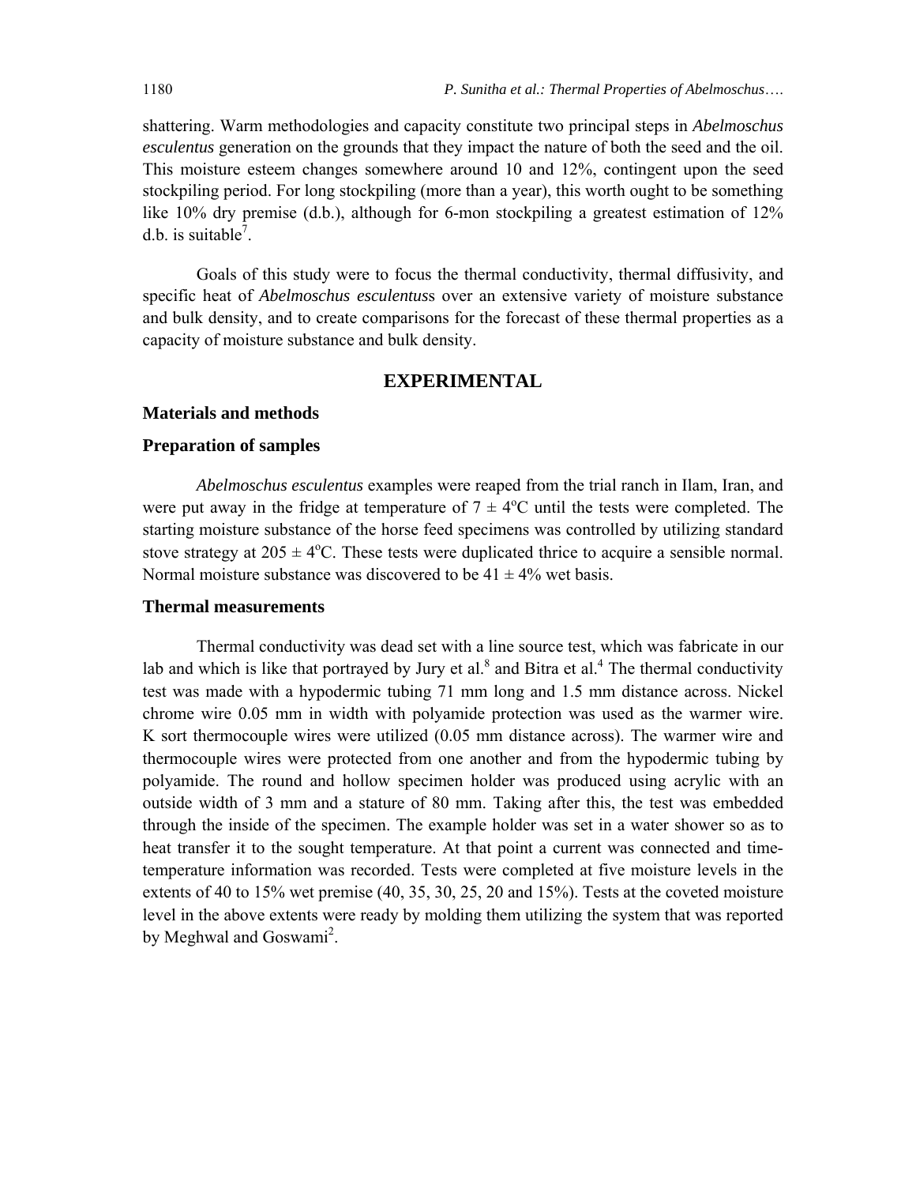shattering. Warm methodologies and capacity constitute two principal steps in *Abelmoschus esculentus* generation on the grounds that they impact the nature of both the seed and the oil. This moisture esteem changes somewhere around 10 and 12%, contingent upon the seed stockpiling period. For long stockpiling (more than a year), this worth ought to be something like 10% dry premise (d.b.), although for 6-mon stockpiling a greatest estimation of 12% d.b. is suitable[7].

Goals of this study were to focus the thermal conductivity, thermal diffusivity, and specific heat of *Abelmoschus esculentus*s over an extensive variety of moisture substance and bulk density, and to create comparisons for the forecast of these thermal properties as a capacity of moisture substance and bulk density.

## EXPERIMENTAL

### Materials and methods

### Preparation of samples

*Abelmoschus esculentus* examples were reaped from the trial ranch in Ilam, Iran, and were put away in the fridge at temperature of $7 \pm 4^{o}C$ until the tests were completed. The starting moisture substance of the horse feed specimens was controlled by utilizing standard stove strategy at $205 \pm 4^{o}C$. These tests were duplicated thrice to acquire a sensible normal. Normal moisture substance was discovered to be $41 \pm 4\%$ wet basis.

### Thermal measurements

Thermal conductivity was dead set with a line source test, which was fabricate in our lab and which is like that portrayed by Jury et al.[8] and Bitra et al.[4] The thermal conductivity test was made with a hypodermic tubing 71 mm long and 1.5 mm distance across. Nickel chrome wire 0.05 mm in width with polyamide protection was used as the warmer wire. K sort thermocouple wires were utilized (0.05 mm distance across). The warmer wire and thermocouple wires were protected from one another and from the hypodermic tubing by polyamide. The round and hollow specimen holder was produced using acrylic with an outside width of 3 mm and a stature of 80 mm. Taking after this, the test was embedded through the inside of the specimen. The example holder was set in a water shower so as to heat transfer it to the sought temperature. At that point a current was connected and time-temperature information was recorded. Tests were completed at five moisture levels in the extents of 40 to 15% wet premise (40, 35, 30, 25, 20 and 15%). Tests at the coveted moisture level in the above extents were ready by molding them utilizing the system that was reported by Meghwal and Goswami[2].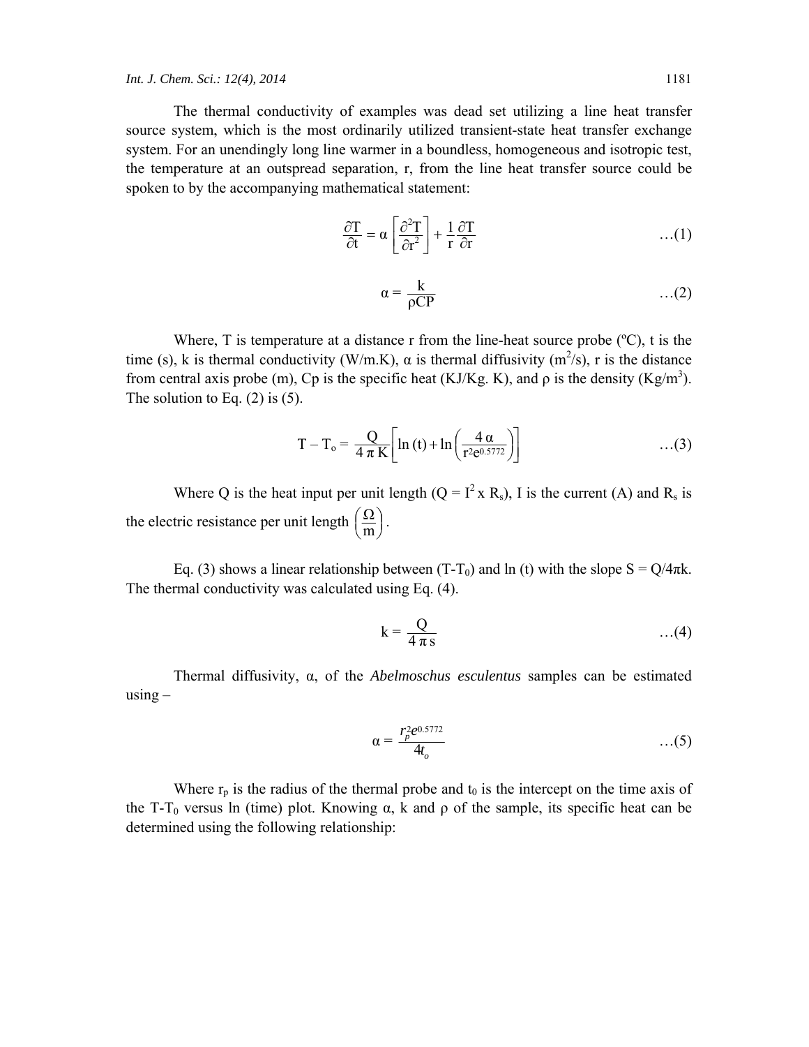The thermal conductivity of examples was dead set utilizing a line heat transfer source system, which is the most ordinarily utilized transient-state heat transfer exchange system. For an unendingly long line warmer in a boundless, homogeneous and isotropic test, the temperature at an outspread separation, r, from the line heat transfer source could be spoken to by the accompanying mathematical statement:

$$\frac{\partial T}{\partial t} = \alpha \left[\frac{\partial^2 T}{\partial r^2}\right] + \frac{1}{r}\frac{\partial T}{\partial r} \qquad \ldots(1)$$

$$\alpha = \frac{k}{\rho CP} \qquad \ldots(2)$$

Where, T is temperature at a distance r from the line-heat source probe (ºC), t is the time (s), k is thermal conductivity (W/m.K), α is thermal diffusivity ($m^2/s$), r is the distance from central axis probe (m), Cp is the specific heat (KJ/Kg. K), and ρ is the density ($Kg/m^3$). The solution to Eq. (2) is (5).

$$T - T_o = \frac{Q}{4\pi K}\left[\ln(t) + \ln\left(\frac{4\alpha}{r^2 e^{0.5772}}\right)\right] \qquad \ldots(3)$$

Where Q is the heat input per unit length ($Q = I^2 \times R_s$), I is the current (A) and $R_s$ is the electric resistance per unit length $\left(\frac{\Omega}{m}\right)$.

Eq. (3) shows a linear relationship between ($T$-$T_0$) and ln (t) with the slope S = Q/4πk. The thermal conductivity was calculated using Eq. (4).

$$k = \frac{Q}{4\pi s} \qquad \ldots(4)$$

Thermal diffusivity, α, of the *Abelmoschus esculentus* samples can be estimated using –

$$\alpha = \frac{r_p^2 e^{0.5772}}{4t_o} \qquad \ldots(5)$$

Where $r_p$ is the radius of the thermal probe and $t_0$ is the intercept on the time axis of the $T$-$T_0$ versus ln (time) plot. Knowing α, k and ρ of the sample, its specific heat can be determined using the following relationship: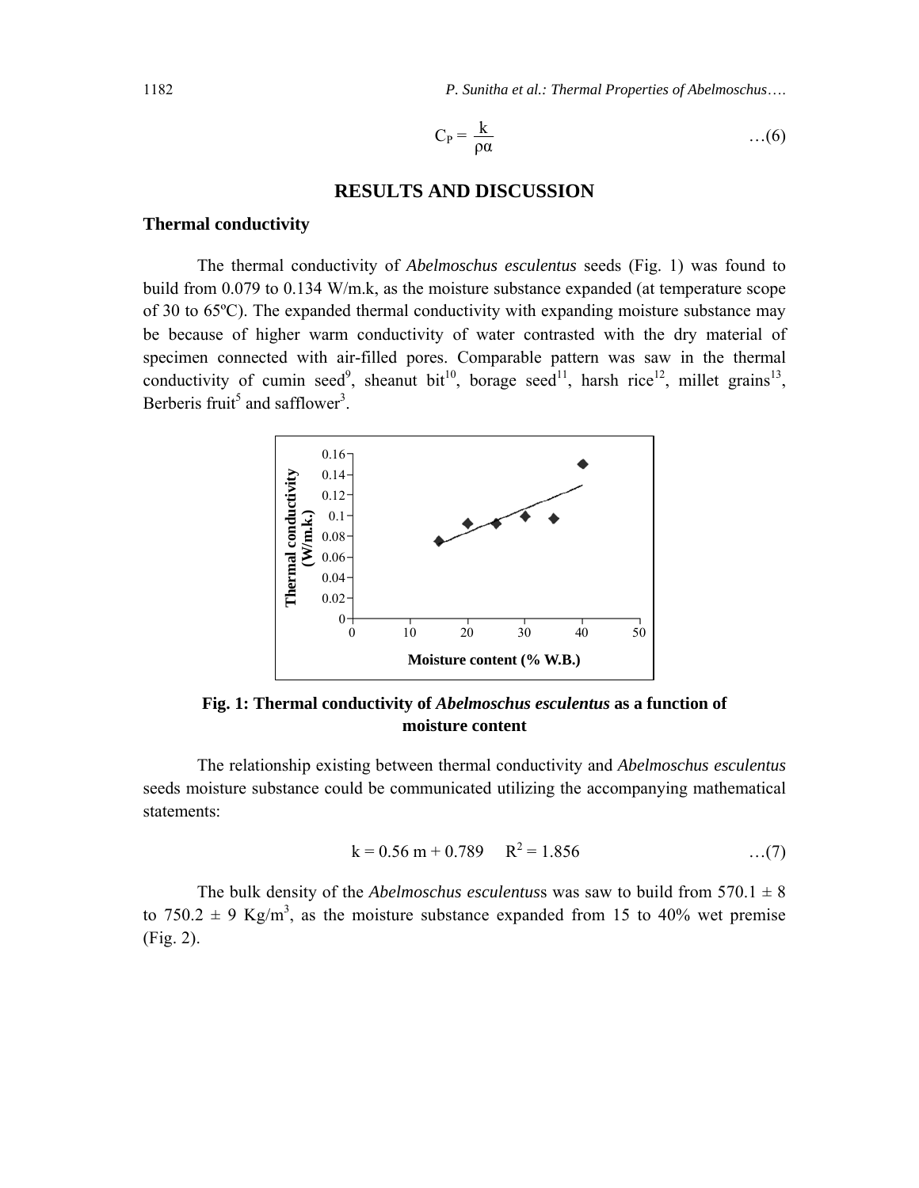$$C_P = \frac{k}{\rho\alpha} \quad \ldots(6)$$

## RESULTS AND DISCUSSION

### Thermal conductivity

The thermal conductivity of *Abelmoschus esculentus* seeds (Fig. 1) was found to build from 0.079 to 0.134 W/m.k, as the moisture substance expanded (at temperature scope of 30 to 65ºC). The expanded thermal conductivity with expanding moisture substance may be because of higher warm conductivity of water contrasted with the dry material of specimen connected with air-filled pores. Comparable pattern was saw in the thermal conductivity of cumin seed[9], sheanut bit[10], borage seed[11], harsh rice[12], millet grains[13], Berberis fruit[5] and safflower[3].

**Fig. 1: Thermal conductivity of *Abelmoschus esculentus* as a function of moisture content**

The relationship existing between thermal conductivity and *Abelmoschus esculentus* seeds moisture substance could be communicated utilizing the accompanying mathematical statements:

$$k = 0.56\ m + 0.789 \quad R^2 = 1.856 \quad \ldots(7)$$

The bulk density of the *Abelmoschus esculentus*s was saw to build from 570.1 ± 8 to 750.2 ± 9 Kg/m$^3$, as the moisture substance expanded from 15 to 40% wet premise (Fig. 2).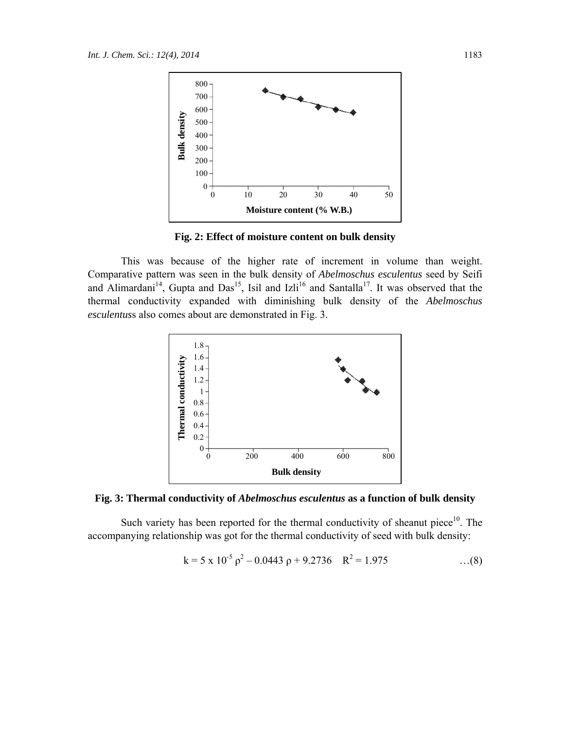**Fig. 2: Effect of moisture content on bulk density**

This was because of the higher rate of increment in volume than weight. Comparative pattern was seen in the bulk density of *Abelmoschus esculentus* seed by Seifi and Alimardani[14], Gupta and Das[15], Isil and Izli[16] and Santalla[17]. It was observed that the thermal conductivity expanded with diminishing bulk density of the *Abelmoschus esculentus*s also comes about are demonstrated in Fig. 3.

**Fig. 3: Thermal conductivity of *Abelmoschus esculentus* as a function of bulk density**

Such variety has been reported for the thermal conductivity of sheanut piece[10]. The accompanying relationship was got for the thermal conductivity of seed with bulk density:

$$k = 5 \times 10^{-5} \rho^2 - 0.0443 \rho + 9.2736 \quad R^2 = 1.975 \qquad \ldots(8)$$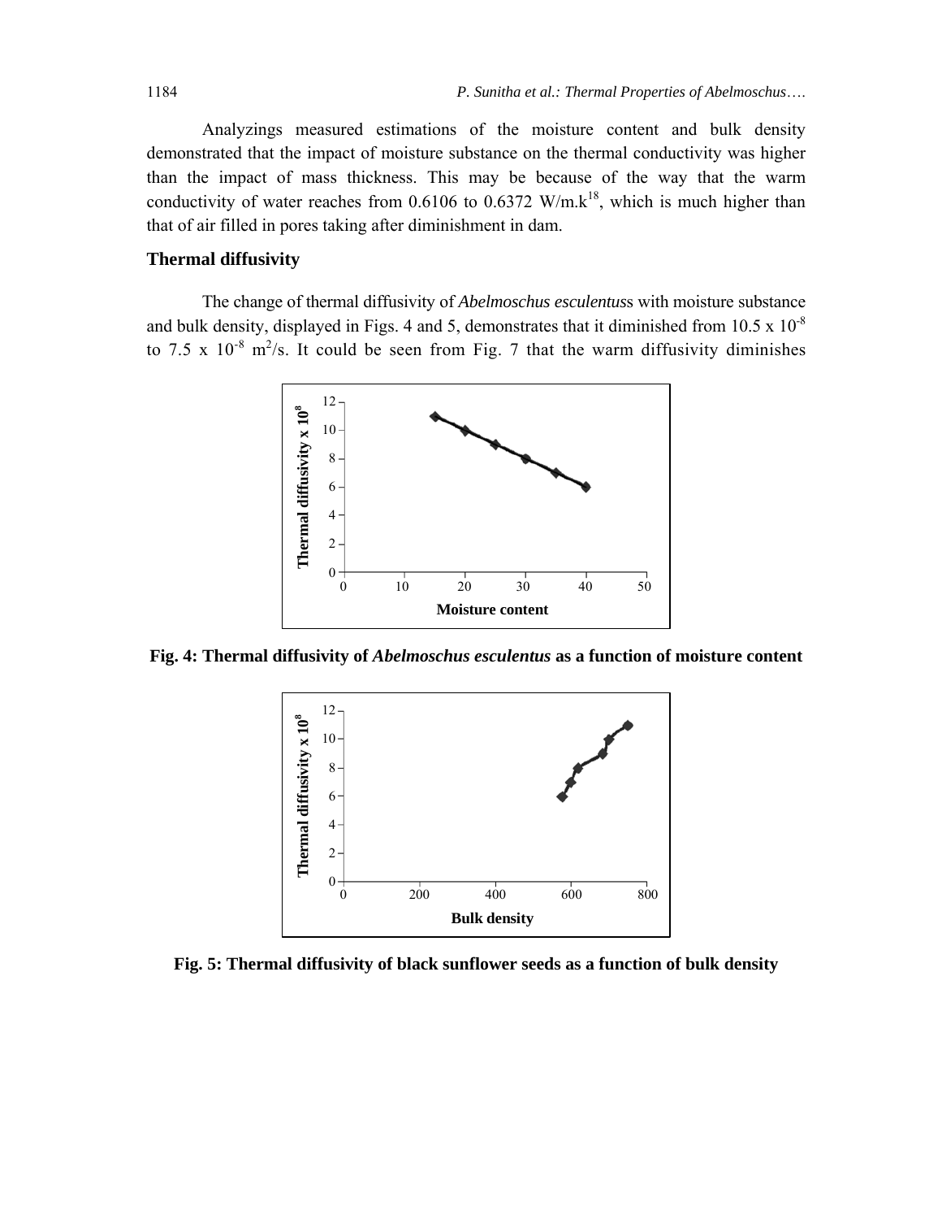Analyzings measured estimations of the moisture content and bulk density demonstrated that the impact of moisture substance on the thermal conductivity was higher than the impact of mass thickness. This may be because of the way that the warm conductivity of water reaches from 0.6106 to 0.6372 W/m.k[18], which is much higher than that of air filled in pores taking after diminishment in dam.

### Thermal diffusivity

The change of thermal diffusivity of *Abelmoschus esculentus*s with moisture substance and bulk density, displayed in Figs. 4 and 5, demonstrates that it diminished from 10.5 x $10^{-8}$ to 7.5 x $10^{-8}$ $m^2/s$. It could be seen from Fig. 7 that the warm diffusivity diminishes

**Fig. 4: Thermal diffusivity of *Abelmoschus esculentus* as a function of moisture content**

**Fig. 5: Thermal diffusivity of black sunflower seeds as a function of bulk density**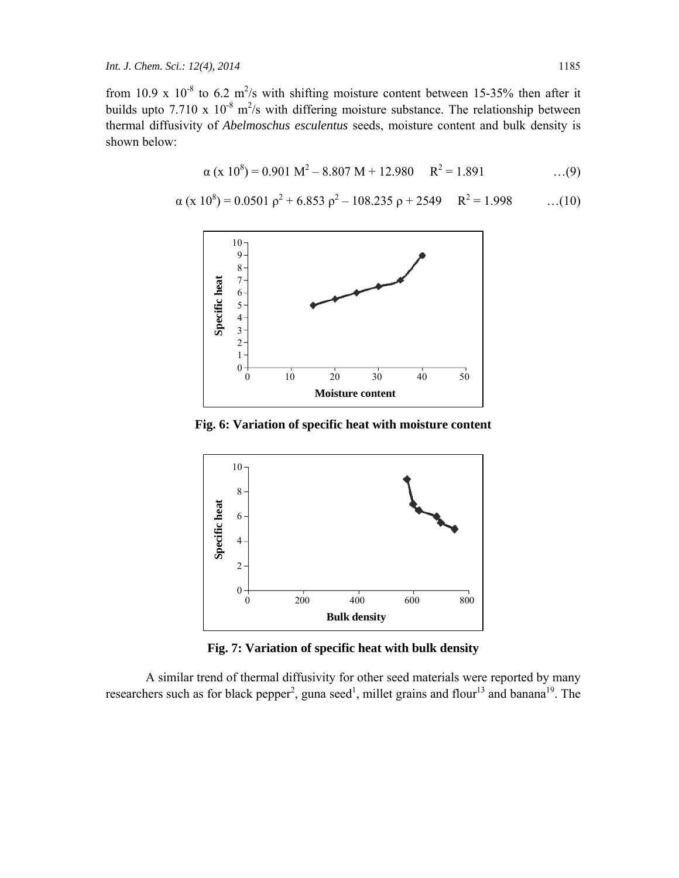from 10.9 x $10^{-8}$ to 6.2 $m^2/s$ with shifting moisture content between 15-35% then after it builds upto 7.710 x $10^{-8}$ $m^2/s$ with differing moisture substance. The relationship between thermal diffusivity of *Abelmoschus esculentus* seeds, moisture content and bulk density is shown below:

$$\alpha\ (\times 10^{8}) = 0.901\ M^2 - 8.807\ M + 12.980 \quad R^2 = 1.891 \qquad \ldots(9)$$

$$\alpha\ (\times 10^{8}) = 0.0501\ \rho^2 + 6.853\ \rho^2 - 108.235\ \rho + 2549 \quad R^2 = 1.998 \qquad \ldots(10)$$

**Fig. 6: Variation of specific heat with moisture content**

**Fig. 7: Variation of specific heat with bulk density**

A similar trend of thermal diffusivity for other seed materials were reported by many researchers such as for black pepper[2], guna seed[1], millet grains and flour[13] and banana[19]. The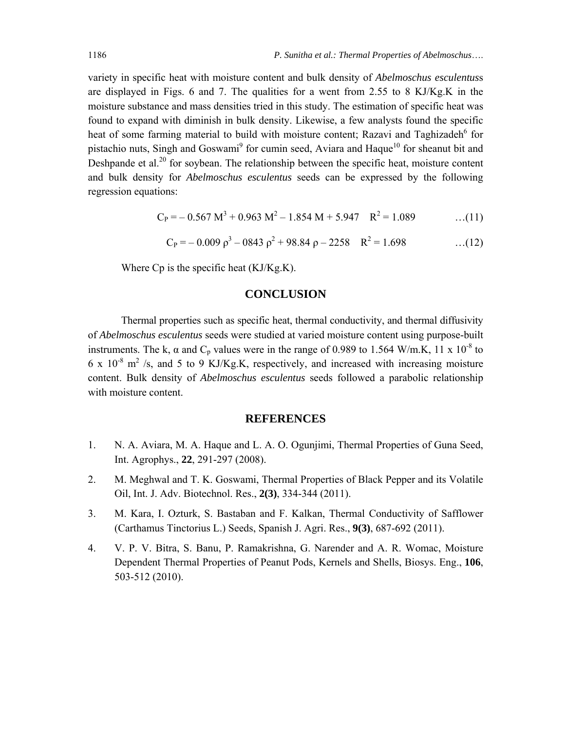variety in specific heat with moisture content and bulk density of *Abelmoschus esculentus*s are displayed in Figs. 6 and 7. The qualities for a went from 2.55 to 8 KJ/Kg.K in the moisture substance and mass densities tried in this study. The estimation of specific heat was found to expand with diminish in bulk density. Likewise, a few analysts found the specific heat of some farming material to build with moisture content; Razavi and Taghizadeh[6] for pistachio nuts, Singh and Goswami[9] for cumin seed, Aviara and Haque[10] for sheanut bit and Deshpande et al.[20] for soybean. The relationship between the specific heat, moisture content and bulk density for *Abelmoschus esculentus* seeds can be expressed by the following regression equations:

$$C_P = -0.567 M^3 + 0.963 M^2 - 1.854 M + 5.947 \quad R^2 = 1.089 \qquad \ldots(11)$$

$$C_P = -0.009 \rho^3 - 0843 \rho^2 + 98.84 \rho - 2258 \quad R^2 = 1.698 \qquad \ldots(12)$$

Where Cp is the specific heat (KJ/Kg.K).

## CONCLUSION

Thermal properties such as specific heat, thermal conductivity, and thermal diffusivity of *Abelmoschus esculentus* seeds were studied at varied moisture content using purpose-built instruments. The k, α and $C_p$ values were in the range of 0.989 to 1.564 W/m.K, 11 x $10^{-8}$ to 6 x $10^{-8}$ $m^2$ /s, and 5 to 9 KJ/Kg.K, respectively, and increased with increasing moisture content. Bulk density of *Abelmoschus esculentus* seeds followed a parabolic relationship with moisture content.

## REFERENCES

1. N. A. Aviara, M. A. Haque and L. A. O. Ogunjimi, Thermal Properties of Guna Seed, Int. Agrophys., **22**, 291-297 (2008).
2. M. Meghwal and T. K. Goswami, Thermal Properties of Black Pepper and its Volatile Oil, Int. J. Adv. Biotechnol. Res., **2(3)**, 334-344 (2011).
3. M. Kara, I. Ozturk, S. Bastaban and F. Kalkan, Thermal Conductivity of Safflower (Carthamus Tinctorius L.) Seeds, Spanish J. Agri. Res., **9(3)**, 687-692 (2011).
4. V. P. V. Bitra, S. Banu, P. Ramakrishna, G. Narender and A. R. Womac, Moisture Dependent Thermal Properties of Peanut Pods, Kernels and Shells, Biosys. Eng., **106**, 503-512 (2010).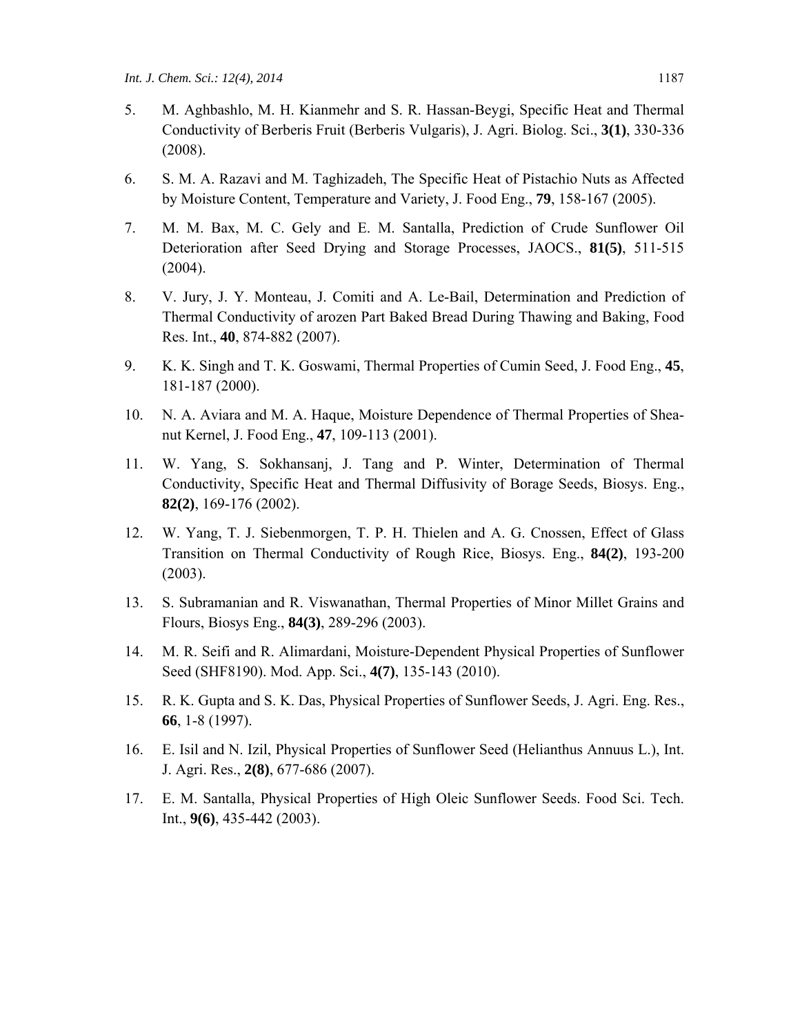5. M. Aghbashlo, M. H. Kianmehr and S. R. Hassan-Beygi, Specific Heat and Thermal Conductivity of Berberis Fruit (Berberis Vulgaris), J. Agri. Biolog. Sci., **3(1)**, 330-336 (2008).

6. S. M. A. Razavi and M. Taghizadeh, The Specific Heat of Pistachio Nuts as Affected by Moisture Content, Temperature and Variety, J. Food Eng., **79**, 158-167 (2005).

7. M. M. Bax, M. C. Gely and E. M. Santalla, Prediction of Crude Sunflower Oil Deterioration after Seed Drying and Storage Processes, JAOCS., **81(5)**, 511-515 (2004).

8. V. Jury, J. Y. Monteau, J. Comiti and A. Le-Bail, Determination and Prediction of Thermal Conductivity of arozen Part Baked Bread During Thawing and Baking, Food Res. Int., **40**, 874-882 (2007).

9. K. K. Singh and T. K. Goswami, Thermal Properties of Cumin Seed, J. Food Eng., **45**, 181-187 (2000).

10. N. A. Aviara and M. A. Haque, Moisture Dependence of Thermal Properties of Shea-nut Kernel, J. Food Eng., **47**, 109-113 (2001).

11. W. Yang, S. Sokhansanj, J. Tang and P. Winter, Determination of Thermal Conductivity, Specific Heat and Thermal Diffusivity of Borage Seeds, Biosys. Eng., **82(2)**, 169-176 (2002).

12. W. Yang, T. J. Siebenmorgen, T. P. H. Thielen and A. G. Cnossen, Effect of Glass Transition on Thermal Conductivity of Rough Rice, Biosys. Eng., **84(2)**, 193-200 (2003).

13. S. Subramanian and R. Viswanathan, Thermal Properties of Minor Millet Grains and Flours, Biosys Eng., **84(3)**, 289-296 (2003).

14. M. R. Seifi and R. Alimardani, Moisture-Dependent Physical Properties of Sunflower Seed (SHF8190). Mod. App. Sci., **4(7)**, 135-143 (2010).

15. R. K. Gupta and S. K. Das, Physical Properties of Sunflower Seeds, J. Agri. Eng. Res., **66**, 1-8 (1997).

16. E. Isil and N. Izil, Physical Properties of Sunflower Seed (Helianthus Annuus L.), Int. J. Agri. Res., **2(8)**, 677-686 (2007).

17. E. M. Santalla, Physical Properties of High Oleic Sunflower Seeds. Food Sci. Tech. Int., **9(6)**, 435-442 (2003).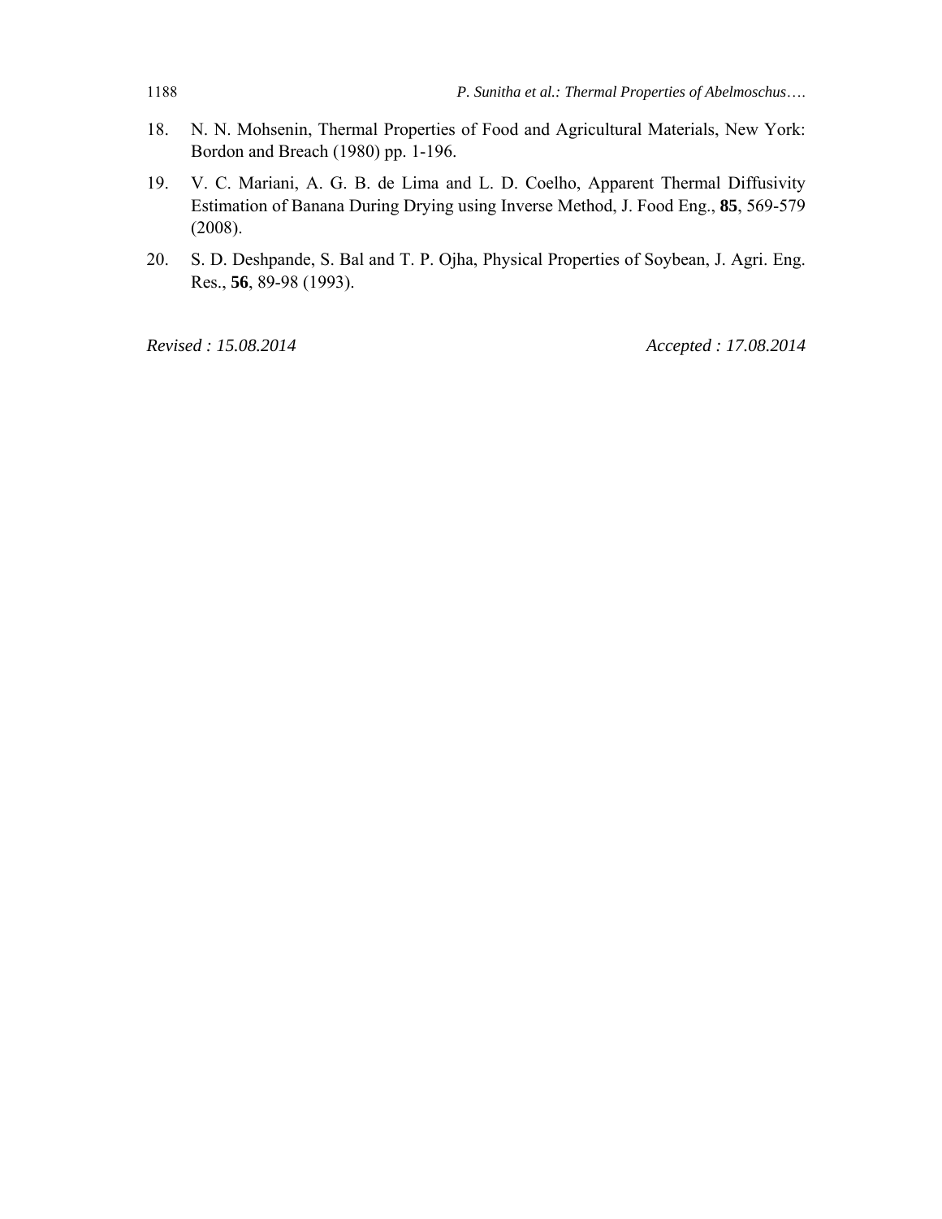18. N. N. Mohsenin, Thermal Properties of Food and Agricultural Materials, New York: Bordon and Breach (1980) pp. 1-196.
19. V. C. Mariani, A. G. B. de Lima and L. D. Coelho, Apparent Thermal Diffusivity Estimation of Banana During Drying using Inverse Method, J. Food Eng., **85**, 569-579 (2008).
20. S. D. Deshpande, S. Bal and T. P. Ojha, Physical Properties of Soybean, J. Agri. Eng. Res., **56**, 89-98 (1993).

*Revised : 15.08.2014* *Accepted : 17.08.2014*